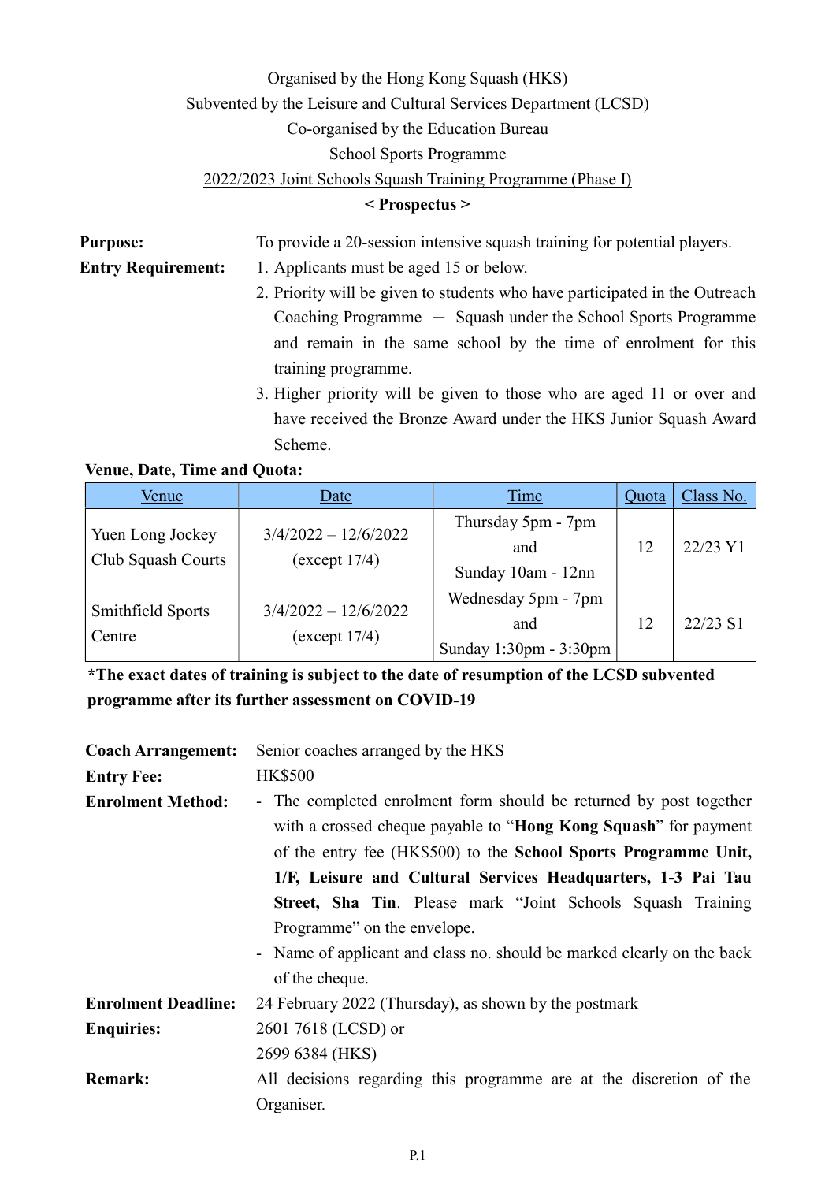Organised by the Hong Kong Squash (HKS)
Subvented by the Leisure and Cultural Services Department (LCSD)
Co-organised by the Education Bureau
School Sports Programme
2022/2023 Joint Schools Squash Training Programme (Phase I)

**< Prospectus >**

**Purpose:** To provide a 20-session intensive squash training for potential players.

**Entry Requirement:**

1. Applicants must be aged 15 or below.
2. Priority will be given to students who have participated in the Outreach Coaching Programme – Squash under the School Sports Programme and remain in the same school by the time of enrolment for this training programme.
3. Higher priority will be given to those who are aged 11 or over and have received the Bronze Award under the HKS Junior Squash Award Scheme.

**Venue, Date, Time and Quota:**

| Venue | Date | Time | Quota | Class No. |
|---|---|---|---|---|
| Yuen Long Jockey Club Squash Courts | 3/4/2022 – 12/6/2022 (except 17/4) | Thursday 5pm - 7pm and Sunday 10am - 12nn | 12 | 22/23 Y1 |
| Smithfield Sports Centre | 3/4/2022 – 12/6/2022 (except 17/4) | Wednesday 5pm - 7pm and Sunday 1:30pm - 3:30pm | 12 | 22/23 S1 |

***The exact dates of training is subject to the date of resumption of the LCSD subvented programme after its further assessment on COVID-19**

**Coach Arrangement:** Senior coaches arranged by the HKS

**Entry Fee:** HK$500

**Enrolment Method:**

- The completed enrolment form should be returned by post together with a crossed cheque payable to "**Hong Kong Squash**" for payment of the entry fee (HK$500) to the **School Sports Programme Unit, 1/F, Leisure and Cultural Services Headquarters, 1-3 Pai Tau Street, Sha Tin**. Please mark "Joint Schools Squash Training Programme" on the envelope.
- Name of applicant and class no. should be marked clearly on the back of the cheque.

**Enrolment Deadline:** 24 February 2022 (Thursday), as shown by the postmark

**Enquiries:** 2601 7618 (LCSD) or 2699 6384 (HKS)

**Remark:** All decisions regarding this programme are at the discretion of the Organiser.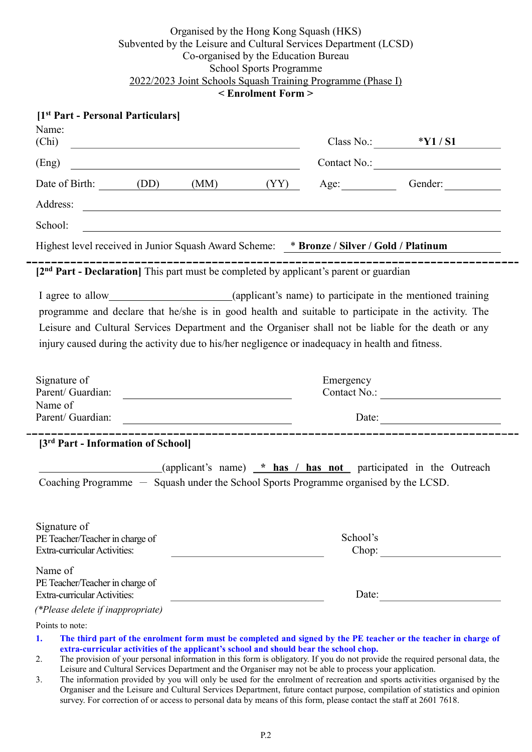Organised by the Hong Kong Squash (HKS)
Subvented by the Leisure and Cultural Services Department (LCSD)
Co-organised by the Education Bureau
School Sports Programme
2022/2023 Joint Schools Squash Training Programme (Phase I)
**< Enrolment Form >**

**[1st Part - Personal Particulars]**

Name:
(Chi) ______________________________ Class No.: ______ ***Y1 / S1** ______

(Eng) ______________________________ Contact No.: ______________________

Date of Birth: ______ (DD) ______ (MM) ______ (YY) ______ Age: __________ Gender: __________

Address: ______________________________________________________________

School: ______________________________________________________________

Highest level received in Junior Squash Award Scheme: * **Bronze / Silver / Gold / Platinum**

---

**[2nd Part - Declaration]** This part must be completed by applicant's parent or guardian

I agree to allow______________________(applicant's name) to participate in the mentioned training programme and declare that he/she is in good health and suitable to participate in the activity. The Leisure and Cultural Services Department and the Organiser shall not be liable for the death or any injury caused during the activity due to his/her negligence or inadequacy in health and fitness.

Signature of Parent/ Guardian: ______________________ Emergency Contact No.: ______________________

Name of Parent/ Guardian: ______________________ Date: ______________________

---

**[3rd Part - Information of School]**

______________________(applicant's name) __ * **has / has not** __ participated in the Outreach Coaching Programme — Squash under the School Sports Programme organised by the LCSD.

Signature of PE Teacher/Teacher in charge of Extra-curricular Activities: ______________________ School's Chop: ______________________

Name of PE Teacher/Teacher in charge of Extra-curricular Activities: ______________________ Date: ______________________

*(\*Please delete if inappropriate)*

Points to note:

1. **The third part of the enrolment form must be completed and signed by the PE teacher or the teacher in charge of extra-curricular activities of the applicant's school and should bear the school chop.**
2. The provision of your personal information in this form is obligatory. If you do not provide the required personal data, the Leisure and Cultural Services Department and the Organiser may not be able to process your application.
3. The information provided by you will only be used for the enrolment of recreation and sports activities organised by the Organiser and the Leisure and Cultural Services Department, future contact purpose, compilation of statistics and opinion survey. For correction of or access to personal data by means of this form, please contact the staff at 2601 7618.